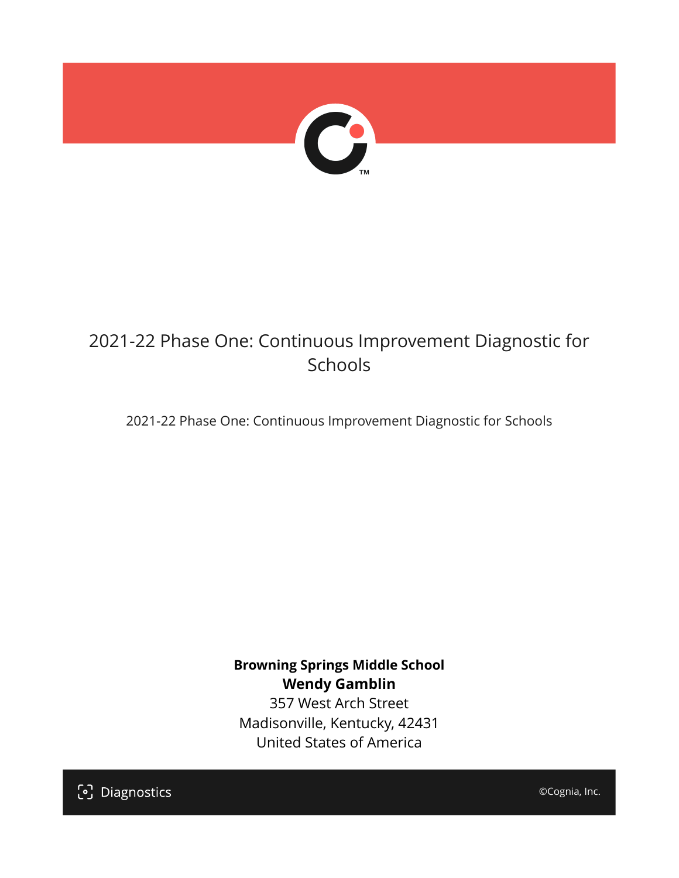# 2021-22 Phase One: Continuous Improvement Diagnostic for Schools

2021-22 Phase One: Continuous Improvement Diagnostic for Schools

**Browning Springs Middle School**
**Wendy Gamblin**
357 West Arch Street
Madisonville, Kentucky, 42431
United States of America

Diagnostics

©Cognia, Inc.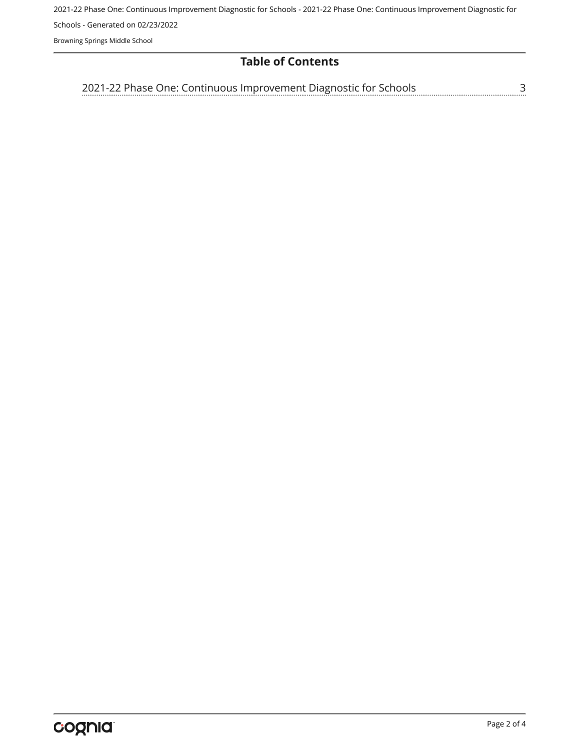# Table of Contents

2021-22 Phase One: Continuous Improvement Diagnostic for Schools ........ 3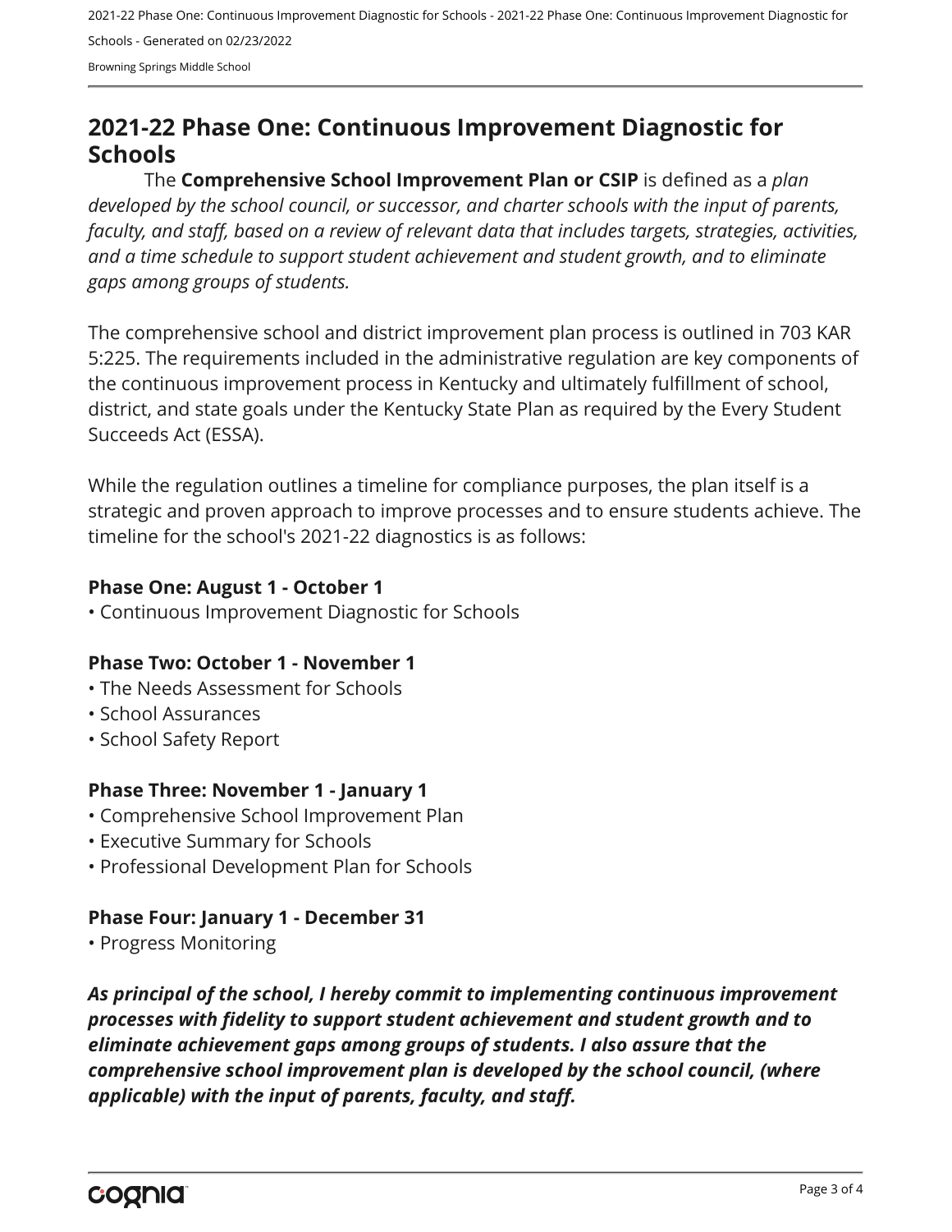# 2021-22 Phase One: Continuous Improvement Diagnostic for Schools

The **Comprehensive School Improvement Plan or CSIP** is defined as a *plan developed by the school council, or successor, and charter schools with the input of parents, faculty, and staff, based on a review of relevant data that includes targets, strategies, activities, and a time schedule to support student achievement and student growth, and to eliminate gaps among groups of students.*

The comprehensive school and district improvement plan process is outlined in 703 KAR 5:225. The requirements included in the administrative regulation are key components of the continuous improvement process in Kentucky and ultimately fulfillment of school, district, and state goals under the Kentucky State Plan as required by the Every Student Succeeds Act (ESSA).

While the regulation outlines a timeline for compliance purposes, the plan itself is a strategic and proven approach to improve processes and to ensure students achieve. The timeline for the school's 2021-22 diagnostics is as follows:

**Phase One: August 1 - October 1**
- Continuous Improvement Diagnostic for Schools

**Phase Two: October 1 - November 1**
- The Needs Assessment for Schools
- School Assurances
- School Safety Report

**Phase Three: November 1 - January 1**
- Comprehensive School Improvement Plan
- Executive Summary for Schools
- Professional Development Plan for Schools

**Phase Four: January 1 - December 31**
- Progress Monitoring

***As principal of the school, I hereby commit to implementing continuous improvement processes with fidelity to support student achievement and student growth and to eliminate achievement gaps among groups of students. I also assure that the comprehensive school improvement plan is developed by the school council, (where applicable) with the input of parents, faculty, and staff.***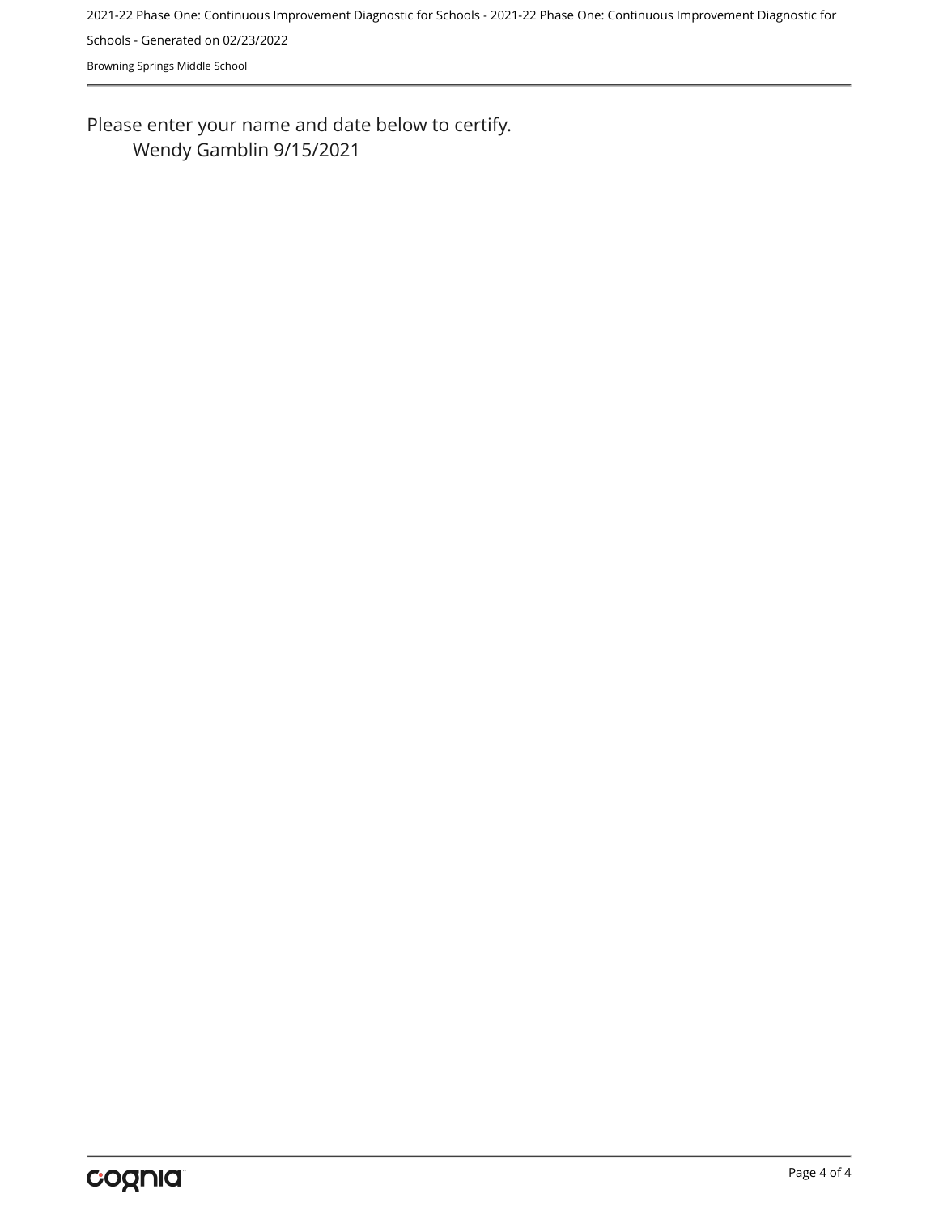Please enter your name and date below to certify.

Wendy Gamblin 9/15/2021